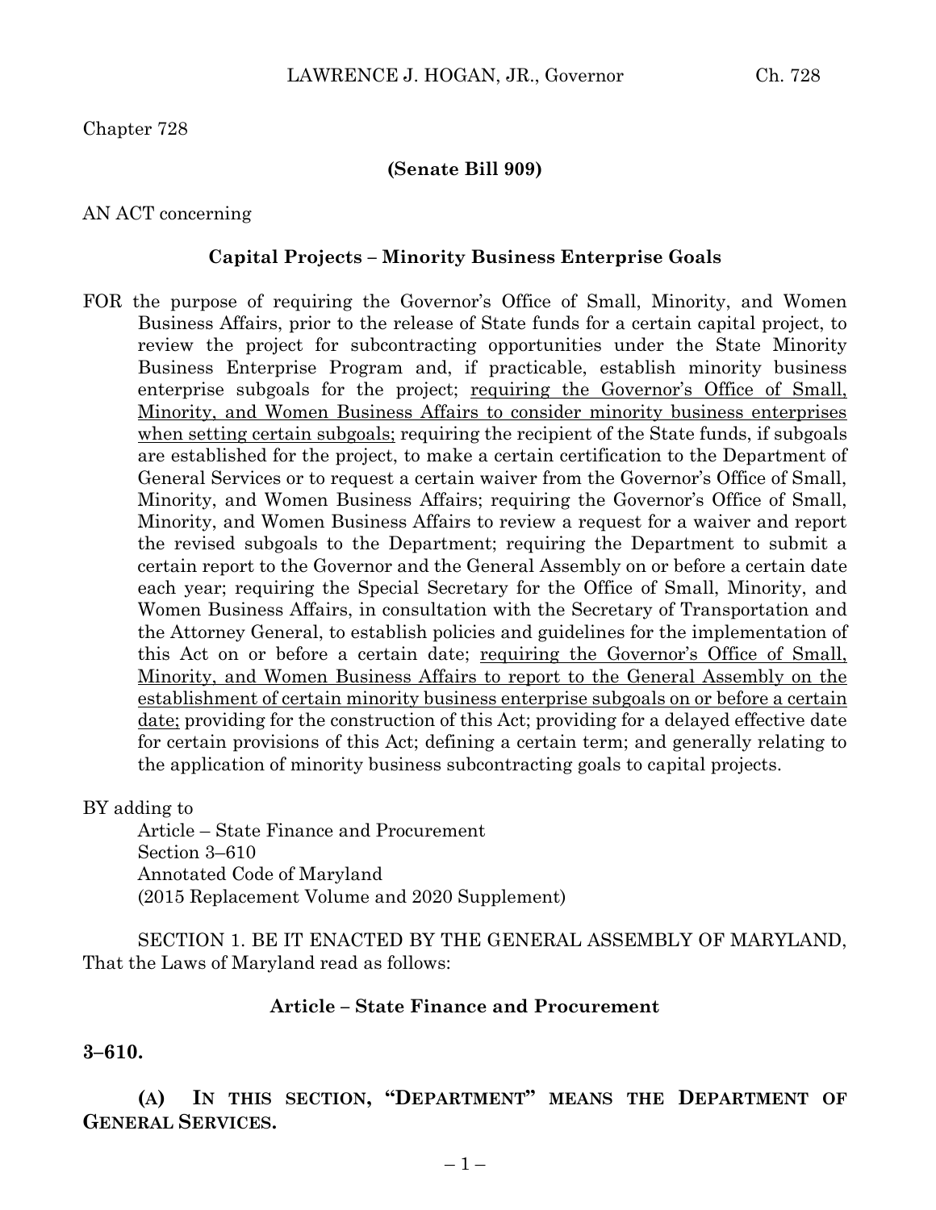Chapter 728

**(Senate Bill 909)**

AN ACT concerning

**Capital Projects – Minority Business Enterprise Goals**

FOR the purpose of requiring the Governor's Office of Small, Minority, and Women Business Affairs, prior to the release of State funds for a certain capital project, to review the project for subcontracting opportunities under the State Minority Business Enterprise Program and, if practicable, establish minority business enterprise subgoals for the project; <u>requiring the Governor's Office of Small, Minority, and Women Business Affairs to consider minority business enterprises when setting certain subgoals;</u> requiring the recipient of the State funds, if subgoals are established for the project, to make a certain certification to the Department of General Services or to request a certain waiver from the Governor's Office of Small, Minority, and Women Business Affairs; requiring the Governor's Office of Small, Minority, and Women Business Affairs to review a request for a waiver and report the revised subgoals to the Department; requiring the Department to submit a certain report to the Governor and the General Assembly on or before a certain date each year; requiring the Special Secretary for the Office of Small, Minority, and Women Business Affairs, in consultation with the Secretary of Transportation and the Attorney General, to establish policies and guidelines for the implementation of this Act on or before a certain date; <u>requiring the Governor's Office of Small, Minority, and Women Business Affairs to report to the General Assembly on the establishment of certain minority business enterprise subgoals on or before a certain date;</u> providing for the construction of this Act; providing for a delayed effective date for certain provisions of this Act; defining a certain term; and generally relating to the application of minority business subcontracting goals to capital projects.

BY adding to
Article – State Finance and Procurement
Section 3–610
Annotated Code of Maryland
(2015 Replacement Volume and 2020 Supplement)

SECTION 1. BE IT ENACTED BY THE GENERAL ASSEMBLY OF MARYLAND, That the Laws of Maryland read as follows:

**Article – State Finance and Procurement**

**3–610.**

**(A) IN THIS SECTION, "DEPARTMENT" MEANS THE DEPARTMENT OF GENERAL SERVICES.**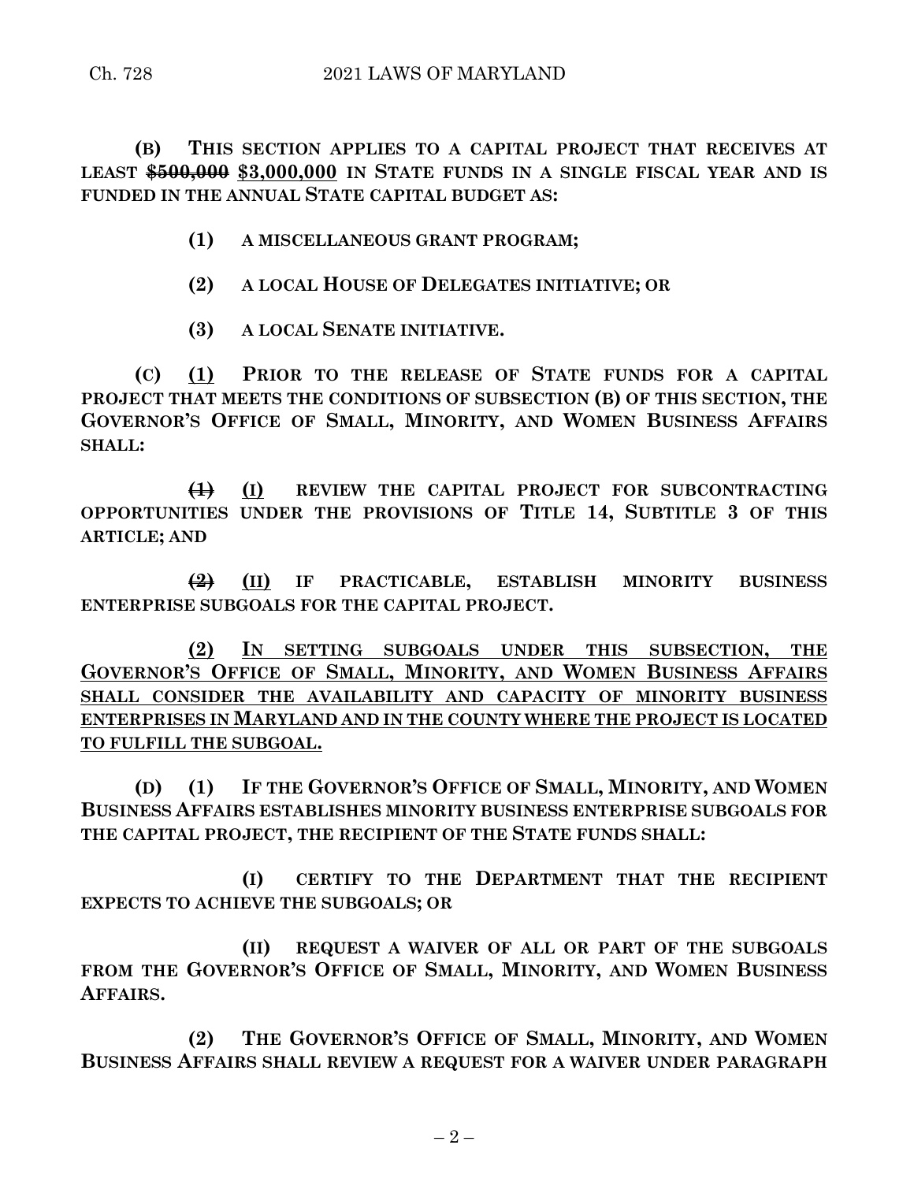**(B) THIS SECTION APPLIES TO A CAPITAL PROJECT THAT RECEIVES AT LEAST ~~$500,000~~ <u>$3,000,000</u> IN STATE FUNDS IN A SINGLE FISCAL YEAR AND IS FUNDED IN THE ANNUAL STATE CAPITAL BUDGET AS:**

**(1) A MISCELLANEOUS GRANT PROGRAM;**

**(2) A LOCAL HOUSE OF DELEGATES INITIATIVE; OR**

**(3) A LOCAL SENATE INITIATIVE.**

**(C) <u>(1)</u> PRIOR TO THE RELEASE OF STATE FUNDS FOR A CAPITAL PROJECT THAT MEETS THE CONDITIONS OF SUBSECTION (B) OF THIS SECTION, THE GOVERNOR'S OFFICE OF SMALL, MINORITY, AND WOMEN BUSINESS AFFAIRS SHALL:**

**~~(1)~~ <u>(I)</u> REVIEW THE CAPITAL PROJECT FOR SUBCONTRACTING OPPORTUNITIES UNDER THE PROVISIONS OF TITLE 14, SUBTITLE 3 OF THIS ARTICLE; AND**

**~~(2)~~ <u>(II)</u> IF PRACTICABLE, ESTABLISH MINORITY BUSINESS ENTERPRISE SUBGOALS FOR THE CAPITAL PROJECT.**

**<u>(2) IN SETTING SUBGOALS UNDER THIS SUBSECTION, THE GOVERNOR'S OFFICE OF SMALL, MINORITY, AND WOMEN BUSINESS AFFAIRS SHALL CONSIDER THE AVAILABILITY AND CAPACITY OF MINORITY BUSINESS ENTERPRISES IN MARYLAND AND IN THE COUNTY WHERE THE PROJECT IS LOCATED TO FULFILL THE SUBGOAL.</u>**

**(D) (1) IF THE GOVERNOR'S OFFICE OF SMALL, MINORITY, AND WOMEN BUSINESS AFFAIRS ESTABLISHES MINORITY BUSINESS ENTERPRISE SUBGOALS FOR THE CAPITAL PROJECT, THE RECIPIENT OF THE STATE FUNDS SHALL:**

**(I) CERTIFY TO THE DEPARTMENT THAT THE RECIPIENT EXPECTS TO ACHIEVE THE SUBGOALS; OR**

**(II) REQUEST A WAIVER OF ALL OR PART OF THE SUBGOALS FROM THE GOVERNOR'S OFFICE OF SMALL, MINORITY, AND WOMEN BUSINESS AFFAIRS.**

**(2) THE GOVERNOR'S OFFICE OF SMALL, MINORITY, AND WOMEN BUSINESS AFFAIRS SHALL REVIEW A REQUEST FOR A WAIVER UNDER PARAGRAPH**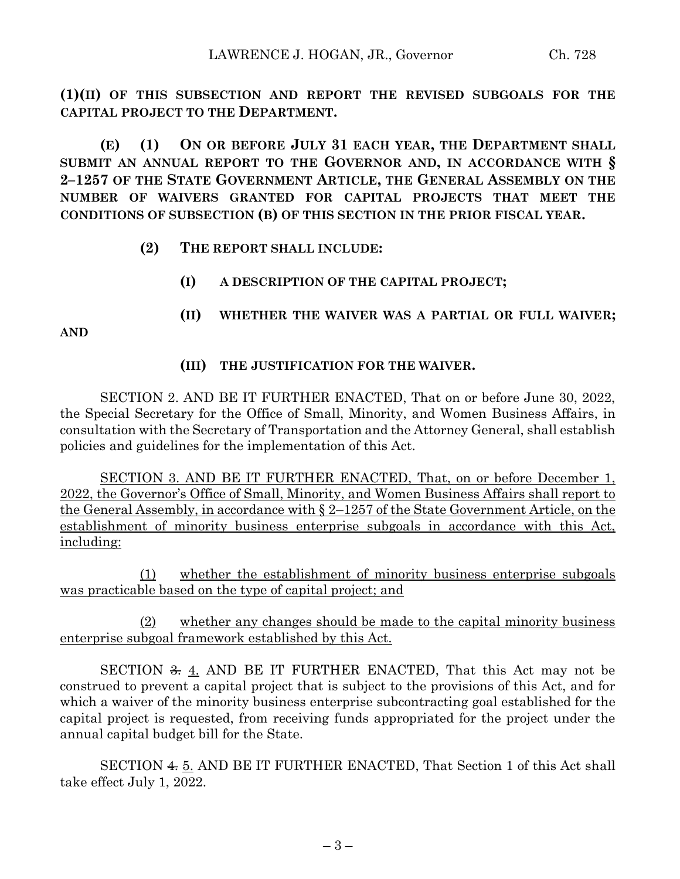**(1)(II) OF THIS SUBSECTION AND REPORT THE REVISED SUBGOALS FOR THE CAPITAL PROJECT TO THE DEPARTMENT.**

**(E) (1) ON OR BEFORE JULY 31 EACH YEAR, THE DEPARTMENT SHALL SUBMIT AN ANNUAL REPORT TO THE GOVERNOR AND, IN ACCORDANCE WITH § 2–1257 OF THE STATE GOVERNMENT ARTICLE, THE GENERAL ASSEMBLY ON THE NUMBER OF WAIVERS GRANTED FOR CAPITAL PROJECTS THAT MEET THE CONDITIONS OF SUBSECTION (B) OF THIS SECTION IN THE PRIOR FISCAL YEAR.**

**(2) THE REPORT SHALL INCLUDE:**

**(I) A DESCRIPTION OF THE CAPITAL PROJECT;**

**(II) WHETHER THE WAIVER WAS A PARTIAL OR FULL WAIVER; AND**

**(III) THE JUSTIFICATION FOR THE WAIVER.**

SECTION 2. AND BE IT FURTHER ENACTED, That on or before June 30, 2022, the Special Secretary for the Office of Small, Minority, and Women Business Affairs, in consultation with the Secretary of Transportation and the Attorney General, shall establish policies and guidelines for the implementation of this Act.

<u>SECTION 3. AND BE IT FURTHER ENACTED, That, on or before December 1, 2022, the Governor's Office of Small, Minority, and Women Business Affairs shall report to the General Assembly, in accordance with § 2–1257 of the State Government Article, on the establishment of minority business enterprise subgoals in accordance with this Act, including:</u>

<u>(1) whether the establishment of minority business enterprise subgoals was practicable based on the type of capital project; and</u>

<u>(2) whether any changes should be made to the capital minority business enterprise subgoal framework established by this Act.</u>

SECTION ~~3.~~ <u>4.</u> AND BE IT FURTHER ENACTED, That this Act may not be construed to prevent a capital project that is subject to the provisions of this Act, and for which a waiver of the minority business enterprise subcontracting goal established for the capital project is requested, from receiving funds appropriated for the project under the annual capital budget bill for the State.

SECTION ~~4.~~ <u>5.</u> AND BE IT FURTHER ENACTED, That Section 1 of this Act shall take effect July 1, 2022.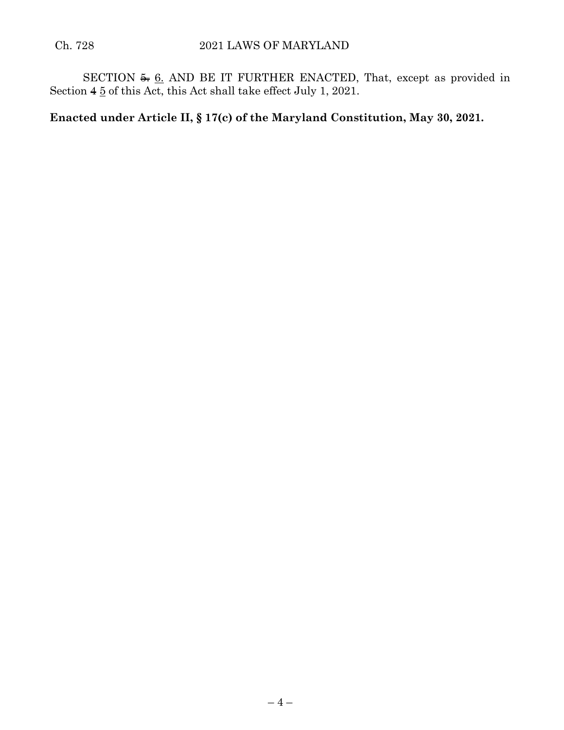SECTION ~~5.~~ 6. AND BE IT FURTHER ENACTED, That, except as provided in Section ~~4~~ 5 of this Act, this Act shall take effect July 1, 2021.

**Enacted under Article II, § 17(c) of the Maryland Constitution, May 30, 2021.**